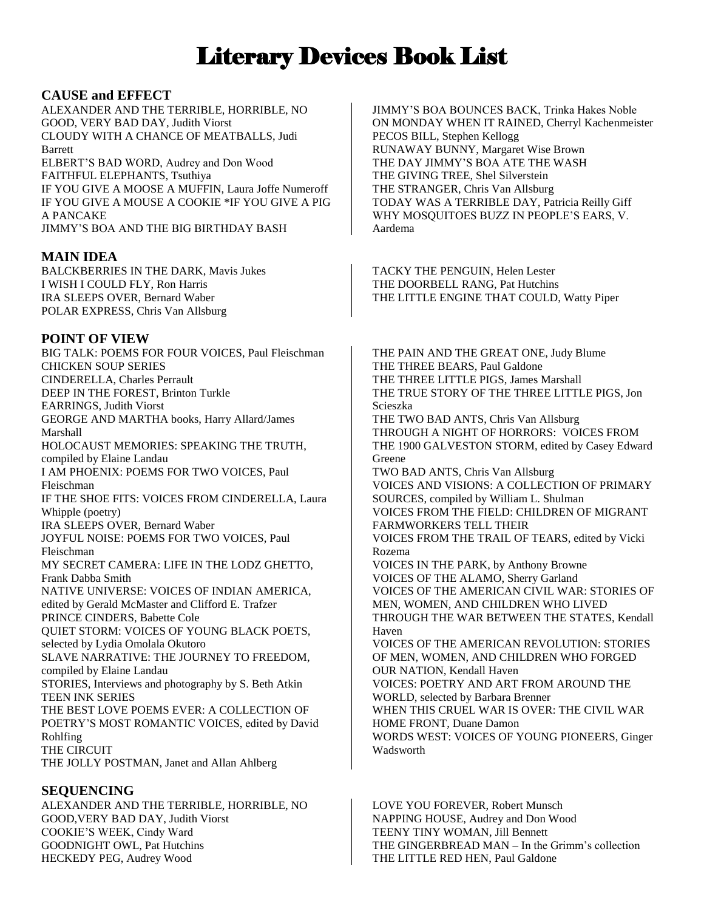# Literary Devices Book List

## CAUSE and EFFECT

ALEXANDER AND THE TERRIBLE, HORRIBLE, NO GOOD, VERY BAD DAY, Judith Viorst
CLOUDY WITH A CHANCE OF MEATBALLS, Judi Barrett
ELBERT'S BAD WORD, Audrey and Don Wood
FAITHFUL ELEPHANTS, Tsuthiya
IF YOU GIVE A MOOSE A MUFFIN, Laura Joffe Numeroff
IF YOU GIVE A MOUSE A COOKIE *IF YOU GIVE A PIG A PANCAKE
JIMMY'S BOA AND THE BIG BIRTHDAY BASH
JIMMY'S BOA BOUNCES BACK, Trinka Hakes Noble
ON MONDAY WHEN IT RAINED, Cherryl Kachenmeister
PECOS BILL, Stephen Kellogg
RUNAWAY BUNNY, Margaret Wise Brown
THE DAY JIMMY'S BOA ATE THE WASH
THE GIVING TREE, Shel Silverstein
THE STRANGER, Chris Van Allsburg
TODAY WAS A TERRIBLE DAY, Patricia Reilly Giff
WHY MOSQUITOES BUZZ IN PEOPLE'S EARS, V. Aardema

## MAIN IDEA

BALCKBERRIES IN THE DARK, Mavis Jukes
I WISH I COULD FLY, Ron Harris
IRA SLEEPS OVER, Bernard Waber
POLAR EXPRESS, Chris Van Allsburg
TACKY THE PENGUIN, Helen Lester
THE DOORBELL RANG, Pat Hutchins
THE LITTLE ENGINE THAT COULD, Watty Piper

## POINT OF VIEW

BIG TALK: POEMS FOR FOUR VOICES, Paul Fleischman
CHICKEN SOUP SERIES
CINDERELLA, Charles Perrault
DEEP IN THE FOREST, Brinton Turkle
EARRINGS, Judith Viorst
GEORGE AND MARTHA books, Harry Allard/James Marshall
HOLOCAUST MEMORIES: SPEAKING THE TRUTH, compiled by Elaine Landau
I AM PHOENIX: POEMS FOR TWO VOICES, Paul Fleischman
IF THE SHOE FITS: VOICES FROM CINDERELLA, Laura Whipple (poetry)
IRA SLEEPS OVER, Bernard Waber
JOYFUL NOISE: POEMS FOR TWO VOICES, Paul Fleischman
MY SECRET CAMERA: LIFE IN THE LODZ GHETTO, Frank Dabba Smith
NATIVE UNIVERSE: VOICES OF INDIAN AMERICA, edited by Gerald McMaster and Clifford E. Trafzer
PRINCE CINDERS, Babette Cole
QUIET STORM: VOICES OF YOUNG BLACK POETS, selected by Lydia Omolala Okutoro
SLAVE NARRATIVE: THE JOURNEY TO FREEDOM, compiled by Elaine Landau
STORIES, Interviews and photography by S. Beth Atkin
TEEN INK SERIES
THE BEST LOVE POEMS EVER: A COLLECTION OF POETRY'S MOST ROMANTIC VOICES, edited by David Rohlfing
THE CIRCUIT
THE JOLLY POSTMAN, Janet and Allan Ahlberg
THE PAIN AND THE GREAT ONE, Judy Blume
THE THREE BEARS, Paul Galdone
THE THREE LITTLE PIGS, James Marshall
THE TRUE STORY OF THE THREE LITTLE PIGS, Jon Scieszka
THE TWO BAD ANTS, Chris Van Allsburg
THROUGH A NIGHT OF HORRORS: VOICES FROM THE 1900 GALVESTON STORM, edited by Casey Edward Greene
TWO BAD ANTS, Chris Van Allsburg
VOICES AND VISIONS: A COLLECTION OF PRIMARY SOURCES, compiled by William L. Shulman
VOICES FROM THE FIELD: CHILDREN OF MIGRANT FARMWORKERS TELL THEIR
VOICES FROM THE TRAIL OF TEARS, edited by Vicki Rozema
VOICES IN THE PARK, by Anthony Browne
VOICES OF THE ALAMO, Sherry Garland
VOICES OF THE AMERICAN CIVIL WAR: STORIES OF MEN, WOMEN, AND CHILDREN WHO LIVED THROUGH THE WAR BETWEEN THE STATES, Kendall Haven
VOICES OF THE AMERICAN REVOLUTION: STORIES OF MEN, WOMEN, AND CHILDREN WHO FORGED OUR NATION, Kendall Haven
VOICES: POETRY AND ART FROM AROUND THE WORLD, selected by Barbara Brenner
WHEN THIS CRUEL WAR IS OVER: THE CIVIL WAR HOME FRONT, Duane Damon
WORDS WEST: VOICES OF YOUNG PIONEERS, Ginger Wadsworth

## SEQUENCING

ALEXANDER AND THE TERRIBLE, HORRIBLE, NO GOOD,VERY BAD DAY, Judith Viorst
COOKIE'S WEEK, Cindy Ward
GOODNIGHT OWL, Pat Hutchins
HECKEDY PEG, Audrey Wood
LOVE YOU FOREVER, Robert Munsch
NAPPING HOUSE, Audrey and Don Wood
TEENY TINY WOMAN, Jill Bennett
THE GINGERBREAD MAN – In the Grimm's collection
THE LITTLE RED HEN, Paul Galdone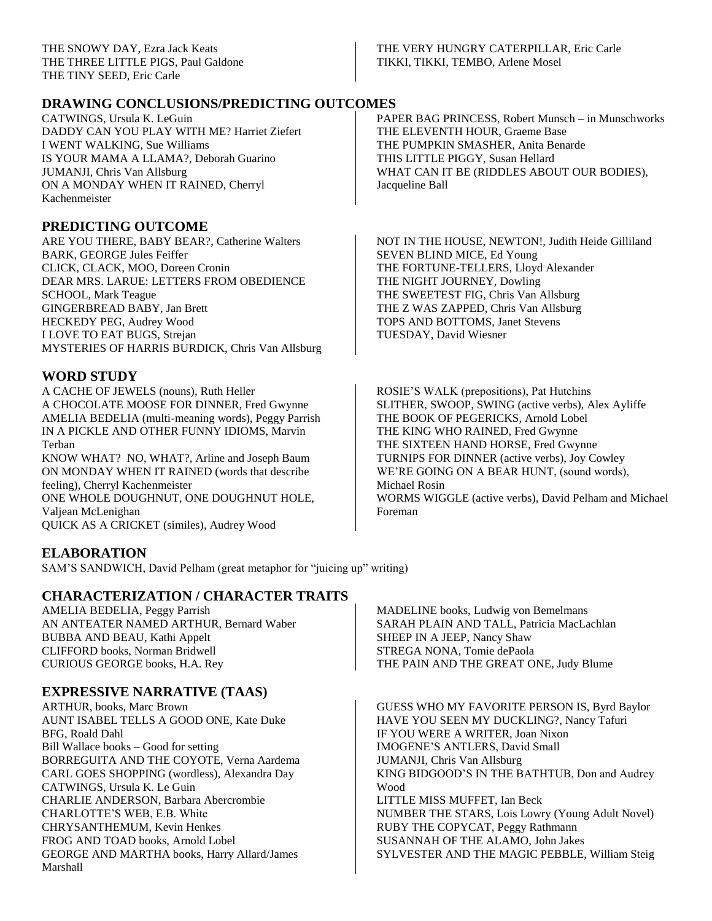THE SNOWY DAY, Ezra Jack Keats
THE THREE LITTLE PIGS, Paul Galdone
THE TINY SEED, Eric Carle
THE VERY HUNGRY CATERPILLAR, Eric Carle
TIKKI, TIKKI, TEMBO, Arlene Mosel

## DRAWING CONCLUSIONS/PREDICTING OUTCOMES

CATWINGS, Ursula K. LeGuin
DADDY CAN YOU PLAY WITH ME? Harriet Ziefert
I WENT WALKING, Sue Williams
IS YOUR MAMA A LLAMA?, Deborah Guarino
JUMANJI, Chris Van Allsburg
ON A MONDAY WHEN IT RAINED, Cherryl Kachenmeister
PAPER BAG PRINCESS, Robert Munsch – in Munschworks
THE ELEVENTH HOUR, Graeme Base
THE PUMPKIN SMASHER, Anita Benarde
THIS LITTLE PIGGY, Susan Hellard
WHAT CAN IT BE (RIDDLES ABOUT OUR BODIES), Jacqueline Ball

## PREDICTING OUTCOME

ARE YOU THERE, BABY BEAR?, Catherine Walters
BARK, GEORGE Jules Feiffer
CLICK, CLACK, MOO, Doreen Cronin
DEAR MRS. LARUE: LETTERS FROM OBEDIENCE SCHOOL, Mark Teague
GINGERBREAD BABY, Jan Brett
HECKEDY PEG, Audrey Wood
I LOVE TO EAT BUGS, Strejan
MYSTERIES OF HARRIS BURDICK, Chris Van Allsburg
NOT IN THE HOUSE, NEWTON!, Judith Heide Gilliland
SEVEN BLIND MICE, Ed Young
THE FORTUNE-TELLERS, Lloyd Alexander
THE NIGHT JOURNEY, Dowling
THE SWEETEST FIG, Chris Van Allsburg
THE Z WAS ZAPPED, Chris Van Allsburg
TOPS AND BOTTOMS, Janet Stevens
TUESDAY, David Wiesner

## WORD STUDY

A CACHE OF JEWELS (nouns), Ruth Heller
A CHOCOLATE MOOSE FOR DINNER, Fred Gwynne
AMELIA BEDELIA (multi-meaning words), Peggy Parrish
IN A PICKLE AND OTHER FUNNY IDIOMS, Marvin Terban
KNOW WHAT? NO, WHAT?, Arline and Joseph Baum
ON MONDAY WHEN IT RAINED (words that describe feeling), Cherryl Kachenmeister
ONE WHOLE DOUGHNUT, ONE DOUGHNUT HOLE, Valjean McLenighan
QUICK AS A CRICKET (similes), Audrey Wood
ROSIE'S WALK (prepositions), Pat Hutchins
SLITHER, SWOOP, SWING (active verbs), Alex Ayliffe
THE BOOK OF PEGERICKS, Arnold Lobel
THE KING WHO RAINED, Fred Gwynne
THE SIXTEEN HAND HORSE, Fred Gwynne
TURNIPS FOR DINNER (active verbs), Joy Cowley
WE'RE GOING ON A BEAR HUNT, (sound words), Michael Rosin
WORMS WIGGLE (active verbs), David Pelham and Michael Foreman

## ELABORATION

SAM'S SANDWICH, David Pelham (great metaphor for "juicing up" writing)

## CHARACTERIZATION / CHARACTER TRAITS

AMELIA BEDELIA, Peggy Parrish
AN ANTEATER NAMED ARTHUR, Bernard Waber
BUBBA AND BEAU, Kathi Appelt
CLIFFORD books, Norman Bridwell
CURIOUS GEORGE books, H.A. Rey
MADELINE books, Ludwig von Bemelmans
SARAH PLAIN AND TALL, Patricia MacLachlan
SHEEP IN A JEEP, Nancy Shaw
STREGA NONA, Tomie dePaola
THE PAIN AND THE GREAT ONE, Judy Blume

## EXPRESSIVE NARRATIVE (TAAS)

ARTHUR, books, Marc Brown
AUNT ISABEL TELLS A GOOD ONE, Kate Duke
BFG, Roald Dahl
Bill Wallace books – Good for setting
BORREGUITA AND THE COYOTE, Verna Aardema
CARL GOES SHOPPING (wordless), Alexandra Day
CATWINGS, Ursula K. Le Guin
CHARLIE ANDERSON, Barbara Abercrombie
CHARLOTTE'S WEB, E.B. White
CHRYSANTHEMUM, Kevin Henkes
FROG AND TOAD books, Arnold Lobel
GEORGE AND MARTHA books, Harry Allard/James Marshall
GUESS WHO MY FAVORITE PERSON IS, Byrd Baylor
HAVE YOU SEEN MY DUCKLING?, Nancy Tafuri
IF YOU WERE A WRITER, Joan Nixon
IMOGENE'S ANTLERS, David Small
JUMANJI, Chris Van Allsburg
KING BIDGOOD'S IN THE BATHTUB, Don and Audrey Wood
LITTLE MISS MUFFET, Ian Beck
NUMBER THE STARS, Lois Lowry (Young Adult Novel)
RUBY THE COPYCAT, Peggy Rathmann
SUSANNAH OF THE ALAMO, John Jakes
SYLVESTER AND THE MAGIC PEBBLE, William Steig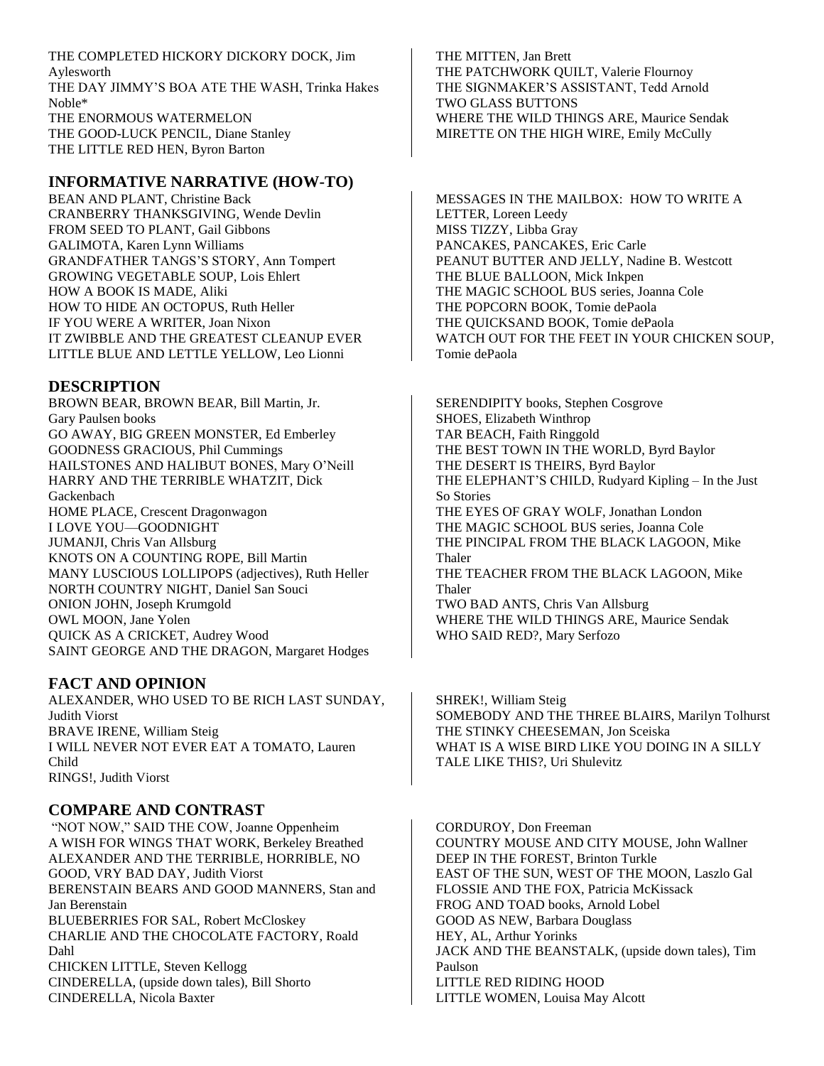THE COMPLETED HICKORY DICKORY DOCK, Jim Aylesworth
THE DAY JIMMY'S BOA ATE THE WASH, Trinka Hakes Noble*
THE ENORMOUS WATERMELON
THE GOOD-LUCK PENCIL, Diane Stanley
THE LITTLE RED HEN, Byron Barton
THE MITTEN, Jan Brett
THE PATCHWORK QUILT, Valerie Flournoy
THE SIGNMAKER'S ASSISTANT, Tedd Arnold
TWO GLASS BUTTONS
WHERE THE WILD THINGS ARE, Maurice Sendak
MIRETTE ON THE HIGH WIRE, Emily McCully

## INFORMATIVE NARRATIVE (HOW-TO)

BEAN AND PLANT, Christine Back
CRANBERRY THANKSGIVING, Wende Devlin
FROM SEED TO PLANT, Gail Gibbons
GALIMOTA, Karen Lynn Williams
GRANDFATHER TANGS'S STORY, Ann Tompert
GROWING VEGETABLE SOUP, Lois Ehlert
HOW A BOOK IS MADE, Aliki
HOW TO HIDE AN OCTOPUS, Ruth Heller
IF YOU WERE A WRITER, Joan Nixon
IT ZWIBBLE AND THE GREATEST CLEANUP EVER
LITTLE BLUE AND LETTLE YELLOW, Leo Lionni
MESSAGES IN THE MAILBOX: HOW TO WRITE A LETTER, Loreen Leedy
MISS TIZZY, Libba Gray
PANCAKES, PANCAKES, Eric Carle
PEANUT BUTTER AND JELLY, Nadine B. Westcott
THE BLUE BALLOON, Mick Inkpen
THE MAGIC SCHOOL BUS series, Joanna Cole
THE POPCORN BOOK, Tomie dePaola
THE QUICKSAND BOOK, Tomie dePaola
WATCH OUT FOR THE FEET IN YOUR CHICKEN SOUP, Tomie dePaola

## DESCRIPTION

BROWN BEAR, BROWN BEAR, Bill Martin, Jr.
Gary Paulsen books
GO AWAY, BIG GREEN MONSTER, Ed Emberley
GOODNESS GRACIOUS, Phil Cummings
HAILSTONES AND HALIBUT BONES, Mary O'Neill
HARRY AND THE TERRIBLE WHATZIT, Dick Gackenbach
HOME PLACE, Crescent Dragonwagon
I LOVE YOU—GOODNIGHT
JUMANJI, Chris Van Allsburg
KNOTS ON A COUNTING ROPE, Bill Martin
MANY LUSCIOUS LOLLIPOPS (adjectives), Ruth Heller
NORTH COUNTRY NIGHT, Daniel San Souci
ONION JOHN, Joseph Krumgold
OWL MOON, Jane Yolen
QUICK AS A CRICKET, Audrey Wood
SAINT GEORGE AND THE DRAGON, Margaret Hodges
SERENDIPITY books, Stephen Cosgrove
SHOES, Elizabeth Winthrop
TAR BEACH, Faith Ringgold
THE BEST TOWN IN THE WORLD, Byrd Baylor
THE DESERT IS THEIRS, Byrd Baylor
THE ELEPHANT'S CHILD, Rudyard Kipling – In the Just So Stories
THE EYES OF GRAY WOLF, Jonathan London
THE MAGIC SCHOOL BUS series, Joanna Cole
THE PINCIPAL FROM THE BLACK LAGOON, Mike Thaler
THE TEACHER FROM THE BLACK LAGOON, Mike Thaler
TWO BAD ANTS, Chris Van Allsburg
WHERE THE WILD THINGS ARE, Maurice Sendak
WHO SAID RED?, Mary Serfozo

## FACT AND OPINION

ALEXANDER, WHO USED TO BE RICH LAST SUNDAY, Judith Viorst
BRAVE IRENE, William Steig
I WILL NEVER NOT EVER EAT A TOMATO, Lauren Child
RINGS!, Judith Viorst
SHREK!, William Steig
SOMEBODY AND THE THREE BLAIRS, Marilyn Tolhurst
THE STINKY CHEESEMAN, Jon Sceiska
WHAT IS A WISE BIRD LIKE YOU DOING IN A SILLY TALE LIKE THIS?, Uri Shulevitz

## COMPARE AND CONTRAST

"NOT NOW," SAID THE COW, Joanne Oppenheim
A WISH FOR WINGS THAT WORK, Berkeley Breathed
ALEXANDER AND THE TERRIBLE, HORRIBLE, NO GOOD, VRY BAD DAY, Judith Viorst
BERENSTAIN BEARS AND GOOD MANNERS, Stan and Jan Berenstain
BLUEBERRIES FOR SAL, Robert McCloskey
CHARLIE AND THE CHOCOLATE FACTORY, Roald Dahl
CHICKEN LITTLE, Steven Kellogg
CINDERELLA, (upside down tales), Bill Shorto
CINDERELLA, Nicola Baxter
CORDUROY, Don Freeman
COUNTRY MOUSE AND CITY MOUSE, John Wallner
DEEP IN THE FOREST, Brinton Turkle
EAST OF THE SUN, WEST OF THE MOON, Laszlo Gal
FLOSSIE AND THE FOX, Patricia McKissack
FROG AND TOAD books, Arnold Lobel
GOOD AS NEW, Barbara Douglass
HEY, AL, Arthur Yorinks
JACK AND THE BEANSTALK, (upside down tales), Tim Paulson
LITTLE RED RIDING HOOD
LITTLE WOMEN, Louisa May Alcott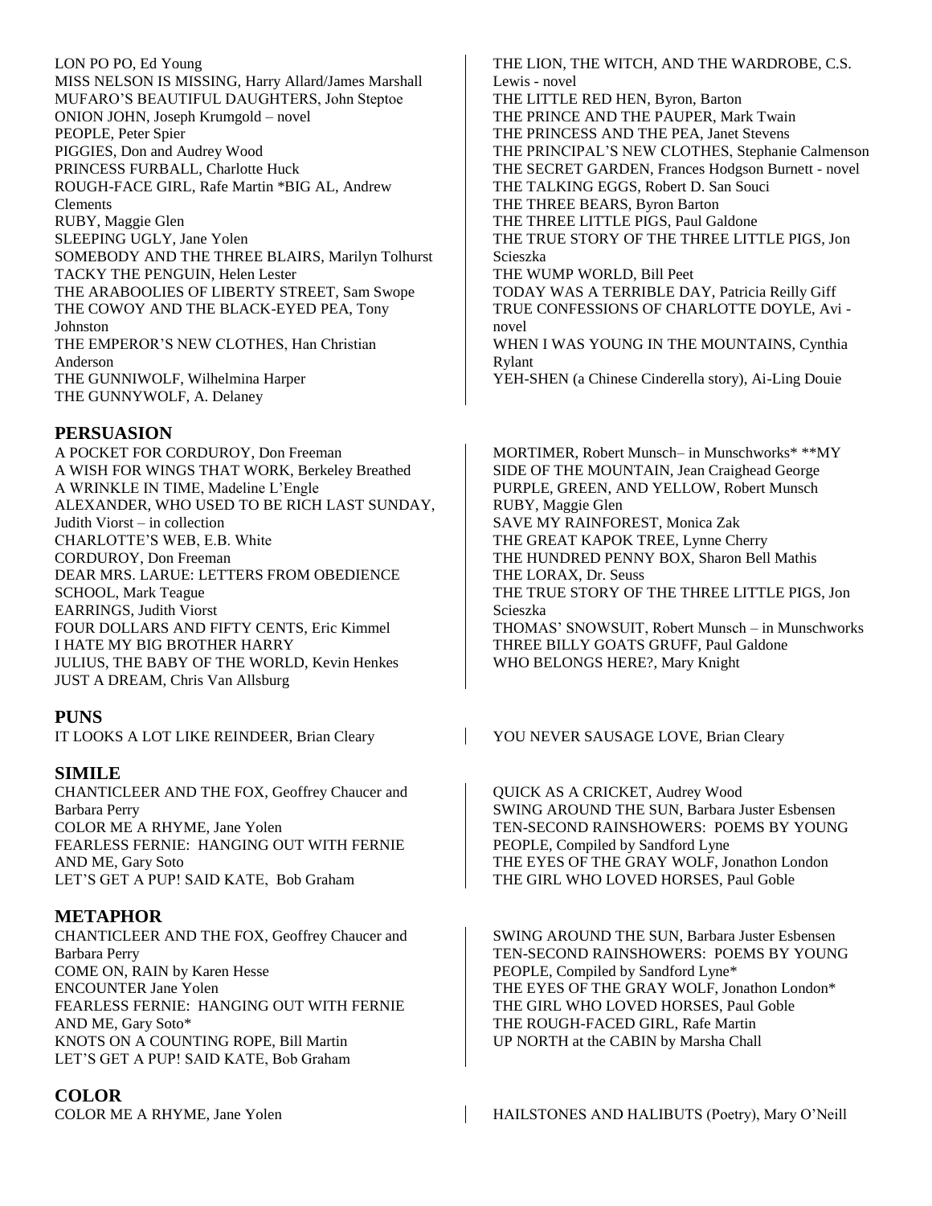LON PO PO, Ed Young
MISS NELSON IS MISSING, Harry Allard/James Marshall
MUFARO'S BEAUTIFUL DAUGHTERS, John Steptoe
ONION JOHN, Joseph Krumgold – novel
PEOPLE, Peter Spier
PIGGIES, Don and Audrey Wood
PRINCESS FURBALL, Charlotte Huck
ROUGH-FACE GIRL, Rafe Martin *BIG AL, Andrew Clements
RUBY, Maggie Glen
SLEEPING UGLY, Jane Yolen
SOMEBODY AND THE THREE BLAIRS, Marilyn Tolhurst
TACKY THE PENGUIN, Helen Lester
THE ARABOOLIES OF LIBERTY STREET, Sam Swope
THE COWOY AND THE BLACK-EYED PEA, Tony Johnston
THE EMPEROR'S NEW CLOTHES, Han Christian Anderson
THE GUNNIWOLF, Wilhelmina Harper
THE GUNNYWOLF, A. Delaney
THE LION, THE WITCH, AND THE WARDROBE, C.S. Lewis - novel
THE LITTLE RED HEN, Byron, Barton
THE PRINCE AND THE PAUPER, Mark Twain
THE PRINCESS AND THE PEA, Janet Stevens
THE PRINCIPAL'S NEW CLOTHES, Stephanie Calmenson
THE SECRET GARDEN, Frances Hodgson Burnett - novel
THE TALKING EGGS, Robert D. San Souci
THE THREE BEARS, Byron Barton
THE THREE LITTLE PIGS, Paul Galdone
THE TRUE STORY OF THE THREE LITTLE PIGS, Jon Scieszka
THE WUMP WORLD, Bill Peet
TODAY WAS A TERRIBLE DAY, Patricia Reilly Giff
TRUE CONFESSIONS OF CHARLOTTE DOYLE, Avi - novel
WHEN I WAS YOUNG IN THE MOUNTAINS, Cynthia Rylant
YEH-SHEN (a Chinese Cinderella story), Ai-Ling Douie

## PERSUASION

A POCKET FOR CORDUROY, Don Freeman
A WISH FOR WINGS THAT WORK, Berkeley Breathed
A WRINKLE IN TIME, Madeline L'Engle
ALEXANDER, WHO USED TO BE RICH LAST SUNDAY, Judith Viorst – in collection
CHARLOTTE'S WEB, E.B. White
CORDUROY, Don Freeman
DEAR MRS. LARUE: LETTERS FROM OBEDIENCE SCHOOL, Mark Teague
EARRINGS, Judith Viorst
FOUR DOLLARS AND FIFTY CENTS, Eric Kimmel
I HATE MY BIG BROTHER HARRY
JULIUS, THE BABY OF THE WORLD, Kevin Henkes
JUST A DREAM, Chris Van Allsburg
MORTIMER, Robert Munsch– in Munschworks* **MY SIDE OF THE MOUNTAIN, Jean Craighead George
PURPLE, GREEN, AND YELLOW, Robert Munsch
RUBY, Maggie Glen
SAVE MY RAINFOREST, Monica Zak
THE GREAT KAPOK TREE, Lynne Cherry
THE HUNDRED PENNY BOX, Sharon Bell Mathis
THE LORAX, Dr. Seuss
THE TRUE STORY OF THE THREE LITTLE PIGS, Jon Scieszka
THOMAS' SNOWSUIT, Robert Munsch – in Munschworks
THREE BILLY GOATS GRUFF, Paul Galdone
WHO BELONGS HERE?, Mary Knight

## PUNS

IT LOOKS A LOT LIKE REINDEER, Brian Cleary
YOU NEVER SAUSAGE LOVE, Brian Cleary

## SIMILE

CHANTICLEER AND THE FOX, Geoffrey Chaucer and Barbara Perry
COLOR ME A RHYME, Jane Yolen
FEARLESS FERNIE: HANGING OUT WITH FERNIE AND ME, Gary Soto
LET'S GET A PUP! SAID KATE, Bob Graham
QUICK AS A CRICKET, Audrey Wood
SWING AROUND THE SUN, Barbara Juster Esbensen
TEN-SECOND RAINSHOWERS: POEMS BY YOUNG PEOPLE, Compiled by Sandford Lyne
THE EYES OF THE GRAY WOLF, Jonathon London
THE GIRL WHO LOVED HORSES, Paul Goble

## METAPHOR

CHANTICLEER AND THE FOX, Geoffrey Chaucer and Barbara Perry
COME ON, RAIN by Karen Hesse
ENCOUNTER Jane Yolen
FEARLESS FERNIE: HANGING OUT WITH FERNIE AND ME, Gary Soto*
KNOTS ON A COUNTING ROPE, Bill Martin
LET'S GET A PUP! SAID KATE, Bob Graham
SWING AROUND THE SUN, Barbara Juster Esbensen
TEN-SECOND RAINSHOWERS: POEMS BY YOUNG PEOPLE, Compiled by Sandford Lyne*
THE EYES OF THE GRAY WOLF, Jonathon London*
THE GIRL WHO LOVED HORSES, Paul Goble
THE ROUGH-FACED GIRL, Rafe Martin
UP NORTH at the CABIN by Marsha Chall

## COLOR

COLOR ME A RHYME, Jane Yolen
HAILSTONES AND HALIBUTS (Poetry), Mary O'Neill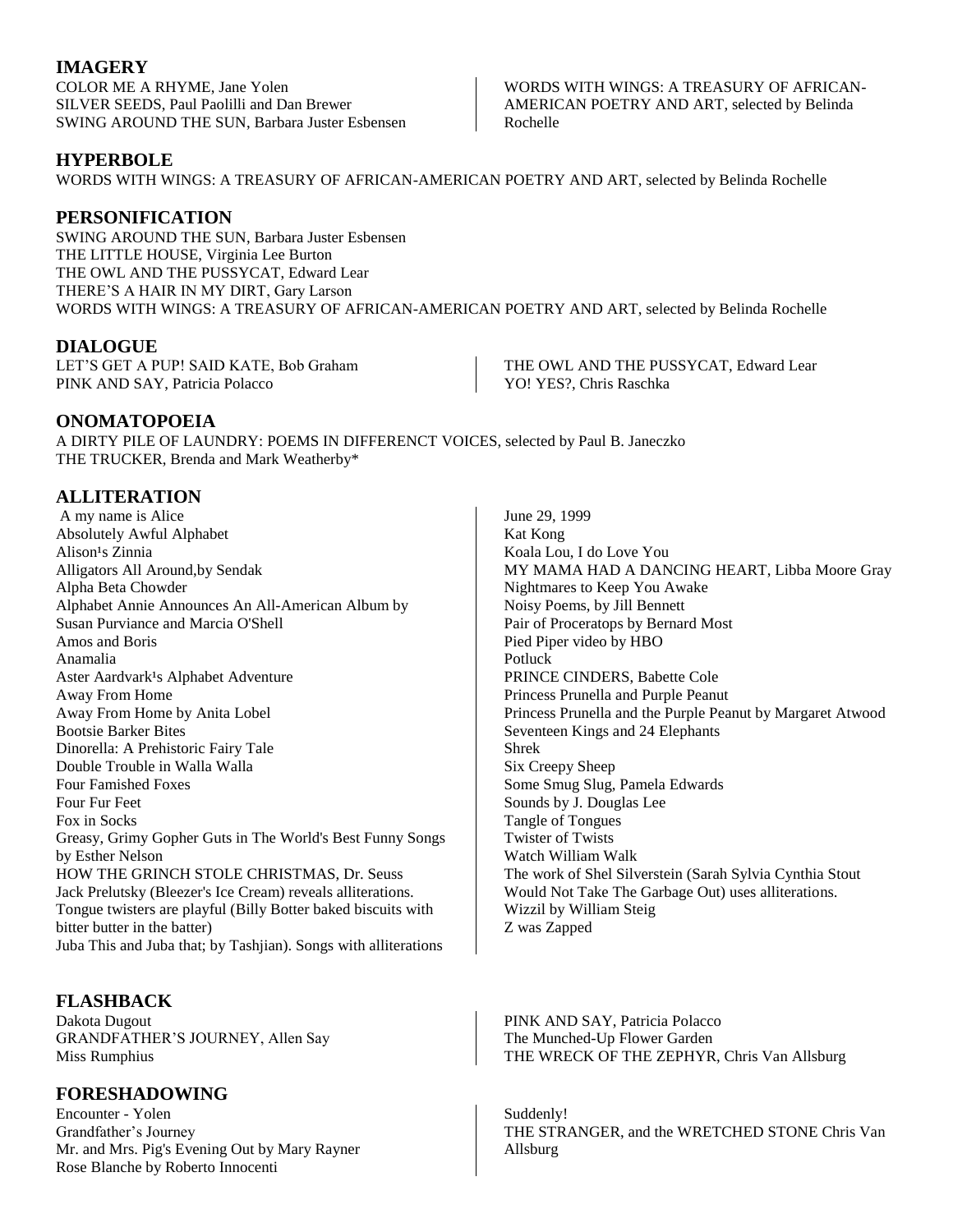## IMAGERY

COLOR ME A RHYME, Jane Yolen
SILVER SEEDS, Paul Paolilli and Dan Brewer
SWING AROUND THE SUN, Barbara Juster Esbensen
WORDS WITH WINGS: A TREASURY OF AFRICAN-AMERICAN POETRY AND ART, selected by Belinda Rochelle

## HYPERBOLE

WORDS WITH WINGS: A TREASURY OF AFRICAN-AMERICAN POETRY AND ART, selected by Belinda Rochelle

## PERSONIFICATION

SWING AROUND THE SUN, Barbara Juster Esbensen
THE LITTLE HOUSE, Virginia Lee Burton
THE OWL AND THE PUSSYCAT, Edward Lear
THERE'S A HAIR IN MY DIRT, Gary Larson
WORDS WITH WINGS: A TREASURY OF AFRICAN-AMERICAN POETRY AND ART, selected by Belinda Rochelle

## DIALOGUE

LET'S GET A PUP! SAID KATE, Bob Graham
PINK AND SAY, Patricia Polacco
THE OWL AND THE PUSSYCAT, Edward Lear
YO! YES?, Chris Raschka

## ONOMATOPOEIA

A DIRTY PILE OF LAUNDRY: POEMS IN DIFFERENCT VOICES, selected by Paul B. Janeczko
THE TRUCKER, Brenda and Mark Weatherby*

## ALLITERATION

A my name is Alice
Absolutely Awful Alphabet
Alison¹s Zinnia
Alligators All Around,by Sendak
Alpha Beta Chowder
Alphabet Annie Announces An All-American Album by Susan Purviance and Marcia O'Shell
Amos and Boris
Anamalia
Aster Aardvark¹s Alphabet Adventure
Away From Home
Away From Home by Anita Lobel
Bootsie Barker Bites
Dinorella: A Prehistoric Fairy Tale
Double Trouble in Walla Walla
Four Famished Foxes
Four Fur Feet
Fox in Socks
Greasy, Grimy Gopher Guts in The World's Best Funny Songs by Esther Nelson
HOW THE GRINCH STOLE CHRISTMAS, Dr. Seuss
Jack Prelutsky (Bleezer's Ice Cream) reveals alliterations.
Tongue twisters are playful (Billy Botter baked biscuits with bitter butter in the batter)
Juba This and Juba that; by Tashjian). Songs with alliterations
June 29, 1999
Kat Kong
Koala Lou, I do Love You
MY MAMA HAD A DANCING HEART, Libba Moore Gray
Nightmares to Keep You Awake
Noisy Poems, by Jill Bennett
Pair of Proceratops by Bernard Most
Pied Piper video by HBO
Potluck
PRINCE CINDERS, Babette Cole
Princess Prunella and Purple Peanut
Princess Prunella and the Purple Peanut by Margaret Atwood
Seventeen Kings and 24 Elephants
Shrek
Six Creepy Sheep
Some Smug Slug, Pamela Edwards
Sounds by J. Douglas Lee
Tangle of Tongues
Twister of Twists
Watch William Walk
The work of Shel Silverstein (Sarah Sylvia Cynthia Stout Would Not Take The Garbage Out) uses alliterations.
Wizzil by William Steig
Z was Zapped

## FLASHBACK

Dakota Dugout
GRANDFATHER'S JOURNEY, Allen Say
Miss Rumphius
PINK AND SAY, Patricia Polacco
The Munched-Up Flower Garden
THE WRECK OF THE ZEPHYR, Chris Van Allsburg

## FORESHADOWING

Encounter - Yolen
Grandfather's Journey
Mr. and Mrs. Pig's Evening Out by Mary Rayner
Rose Blanche by Roberto Innocenti
Suddenly!
THE STRANGER, and the WRETCHED STONE Chris Van Allsburg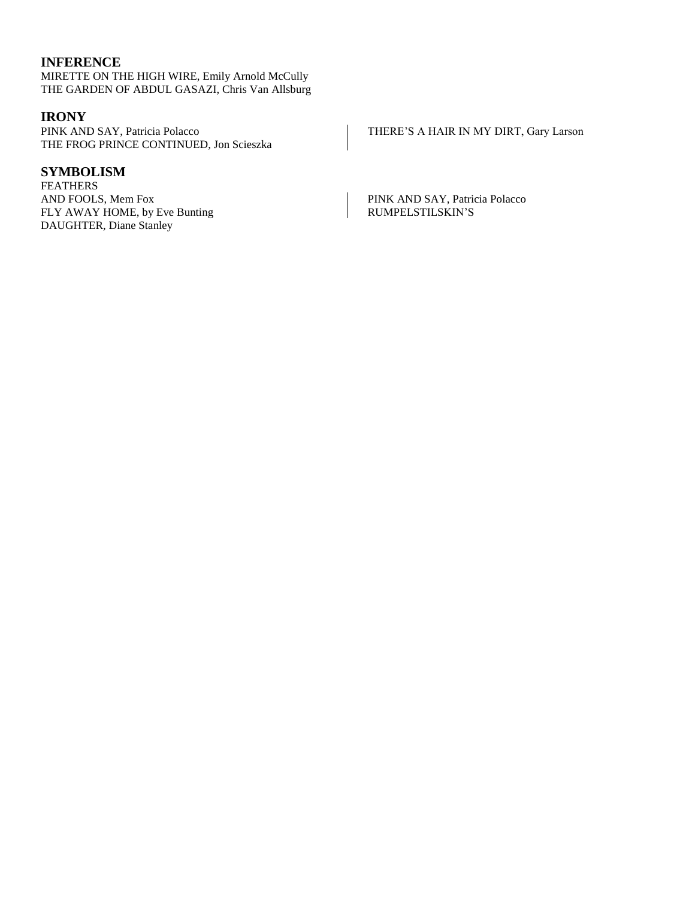## INFERENCE

MIRETTE ON THE HIGH WIRE, Emily Arnold McCully
THE GARDEN OF ABDUL GASAZI, Chris Van Allsburg

## IRONY

PINK AND SAY, Patricia Polacco
THE FROG PRINCE CONTINUED, Jon Scieszka
THERE'S A HAIR IN MY DIRT, Gary Larson

## SYMBOLISM

FEATHERS
AND FOOLS, Mem Fox
FLY AWAY HOME, by Eve Bunting
DAUGHTER, Diane Stanley
PINK AND SAY, Patricia Polacco
RUMPELSTILSKIN'S